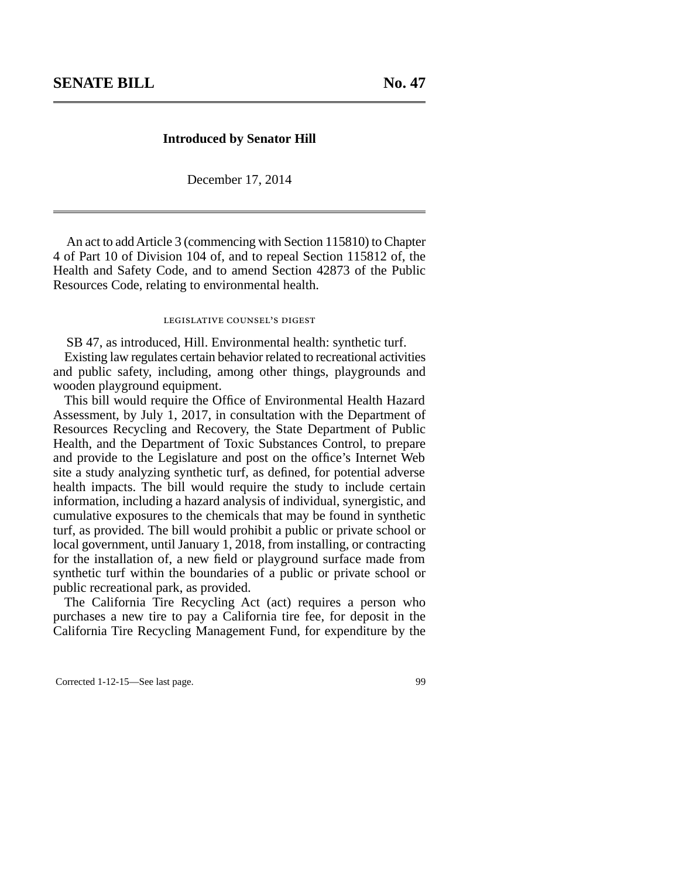# SENATE BILL No. 47

**Introduced by Senator Hill**

December 17, 2014

An act to add Article 3 (commencing with Section 115810) to Chapter 4 of Part 10 of Division 104 of, and to repeal Section 115812 of, the Health and Safety Code, and to amend Section 42873 of the Public Resources Code, relating to environmental health.

## LEGISLATIVE COUNSEL'S DIGEST

SB 47, as introduced, Hill. Environmental health: synthetic turf.

Existing law regulates certain behavior related to recreational activities and public safety, including, among other things, playgrounds and wooden playground equipment.

This bill would require the Office of Environmental Health Hazard Assessment, by July 1, 2017, in consultation with the Department of Resources Recycling and Recovery, the State Department of Public Health, and the Department of Toxic Substances Control, to prepare and provide to the Legislature and post on the office's Internet Web site a study analyzing synthetic turf, as defined, for potential adverse health impacts. The bill would require the study to include certain information, including a hazard analysis of individual, synergistic, and cumulative exposures to the chemicals that may be found in synthetic turf, as provided. The bill would prohibit a public or private school or local government, until January 1, 2018, from installing, or contracting for the installation of, a new field or playground surface made from synthetic turf within the boundaries of a public or private school or public recreational park, as provided.

The California Tire Recycling Act (act) requires a person who purchases a new tire to pay a California tire fee, for deposit in the California Tire Recycling Management Fund, for expenditure by the

Corrected 1-12-15—See last page.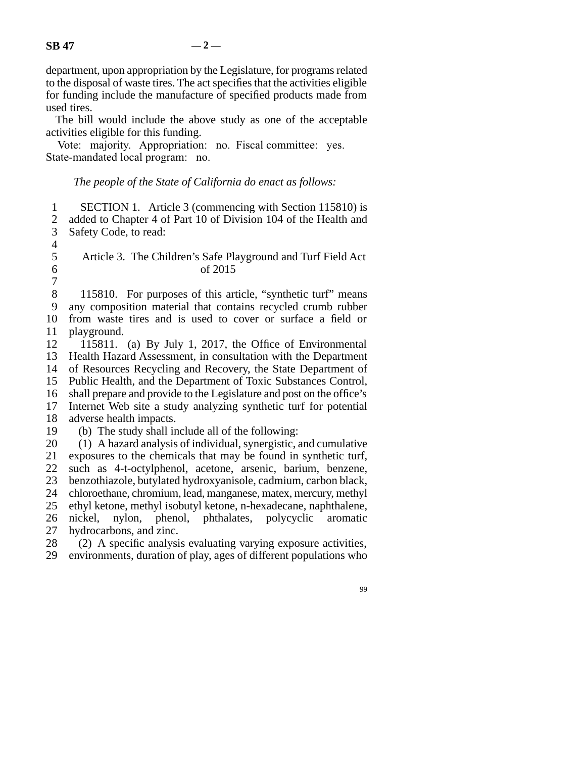department, upon appropriation by the Legislature, for programs related to the disposal of waste tires. The act specifies that the activities eligible for funding include the manufacture of specified products made from used tires.

The bill would include the above study as one of the acceptable activities eligible for this funding.

Vote: majority. Appropriation: no. Fiscal committee: yes. State-mandated local program: no.

*The people of the State of California do enact as follows:*

SECTION 1. Article 3 (commencing with Section 115810) is added to Chapter 4 of Part 10 of Division 104 of the Health and Safety Code, to read:

Article 3. The Children's Safe Playground and Turf Field Act of 2015

115810. For purposes of this article, "synthetic turf" means any composition material that contains recycled crumb rubber from waste tires and is used to cover or surface a field or playground.

115811. (a) By July 1, 2017, the Office of Environmental Health Hazard Assessment, in consultation with the Department of Resources Recycling and Recovery, the State Department of Public Health, and the Department of Toxic Substances Control, shall prepare and provide to the Legislature and post on the office's Internet Web site a study analyzing synthetic turf for potential adverse health impacts.

(b) The study shall include all of the following:

(1) A hazard analysis of individual, synergistic, and cumulative exposures to the chemicals that may be found in synthetic turf, such as 4-t-octylphenol, acetone, arsenic, barium, benzene, benzothiazole, butylated hydroxyanisole, cadmium, carbon black, chloroethane, chromium, lead, manganese, matex, mercury, methyl ethyl ketone, methyl isobutyl ketone, n-hexadecane, naphthalene, nickel, nylon, phenol, phthalates, polycyclic aromatic hydrocarbons, and zinc.

(2) A specific analysis evaluating varying exposure activities, environments, duration of play, ages of different populations who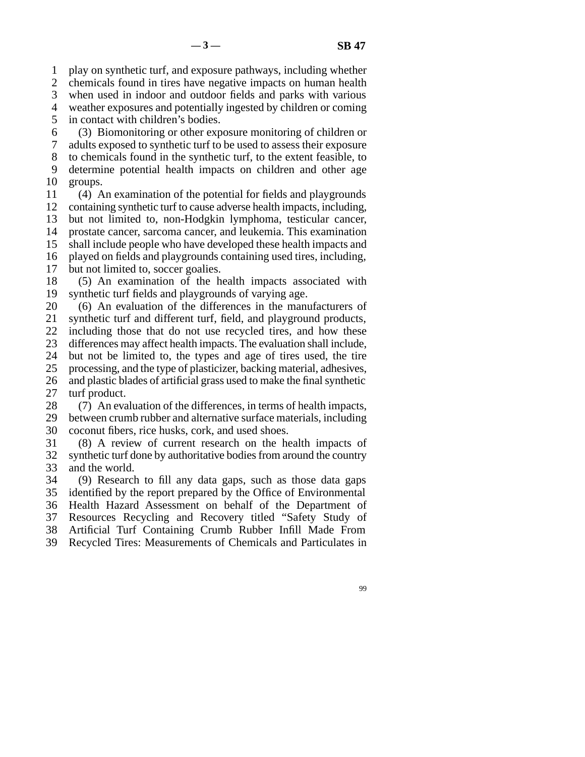play on synthetic turf, and exposure pathways, including whether chemicals found in tires have negative impacts on human health when used in indoor and outdoor fields and parks with various weather exposures and potentially ingested by children or coming in contact with children's bodies.

(3) Biomonitoring or other exposure monitoring of children or adults exposed to synthetic turf to be used to assess their exposure to chemicals found in the synthetic turf, to the extent feasible, to determine potential health impacts on children and other age groups.

(4) An examination of the potential for fields and playgrounds containing synthetic turf to cause adverse health impacts, including, but not limited to, non-Hodgkin lymphoma, testicular cancer, prostate cancer, sarcoma cancer, and leukemia. This examination shall include people who have developed these health impacts and played on fields and playgrounds containing used tires, including, but not limited to, soccer goalies.

(5) An examination of the health impacts associated with synthetic turf fields and playgrounds of varying age.

(6) An evaluation of the differences in the manufacturers of synthetic turf and different turf, field, and playground products, including those that do not use recycled tires, and how these differences may affect health impacts. The evaluation shall include, but not be limited to, the types and age of tires used, the tire processing, and the type of plasticizer, backing material, adhesives, and plastic blades of artificial grass used to make the final synthetic turf product.

(7) An evaluation of the differences, in terms of health impacts, between crumb rubber and alternative surface materials, including coconut fibers, rice husks, cork, and used shoes.

(8) A review of current research on the health impacts of synthetic turf done by authoritative bodies from around the country and the world.

(9) Research to fill any data gaps, such as those data gaps identified by the report prepared by the Office of Environmental Health Hazard Assessment on behalf of the Department of Resources Recycling and Recovery titled "Safety Study of Artificial Turf Containing Crumb Rubber Infill Made From Recycled Tires: Measurements of Chemicals and Particulates in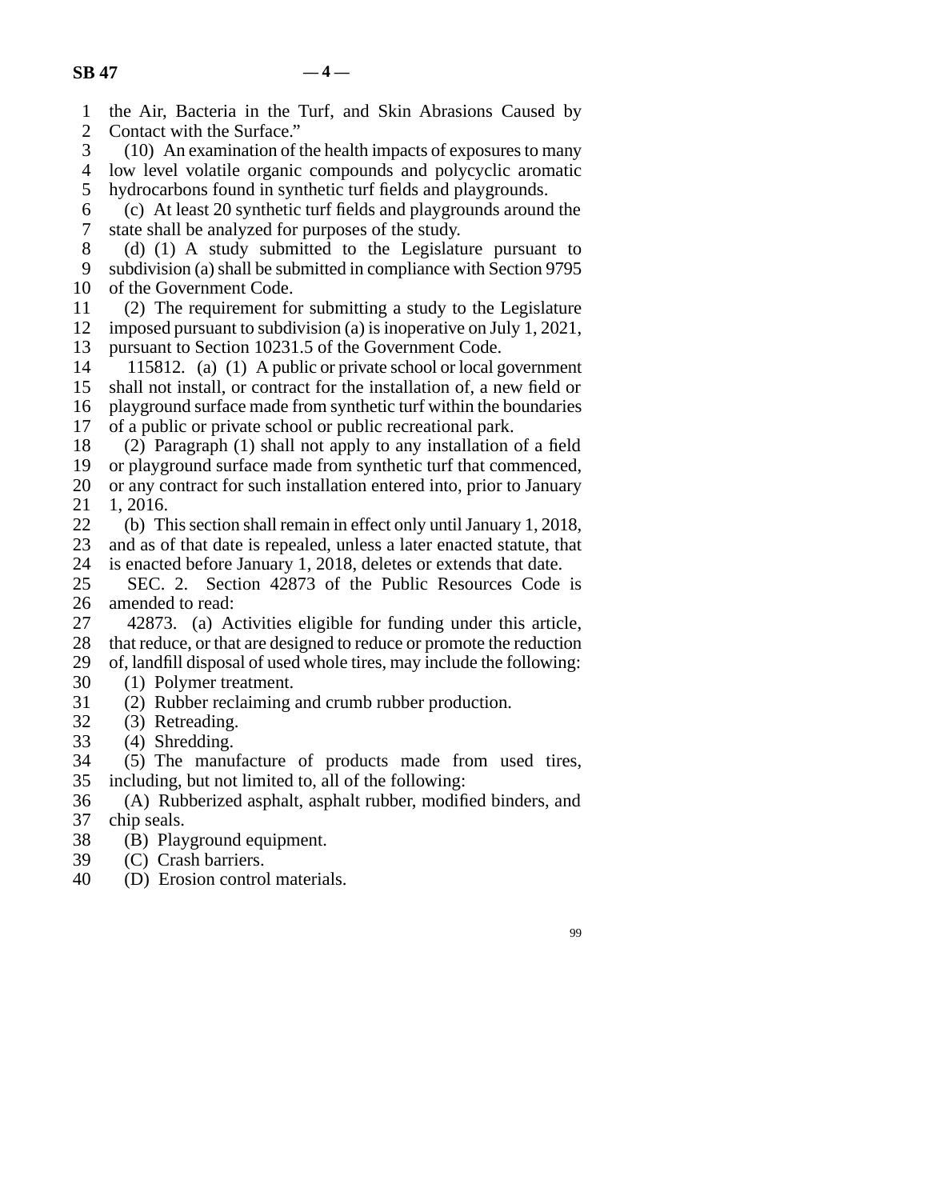the Air, Bacteria in the Turf, and Skin Abrasions Caused by Contact with the Surface."

(10) An examination of the health impacts of exposures to many low level volatile organic compounds and polycyclic aromatic hydrocarbons found in synthetic turf fields and playgrounds.

(c) At least 20 synthetic turf fields and playgrounds around the state shall be analyzed for purposes of the study.

(d) (1) A study submitted to the Legislature pursuant to subdivision (a) shall be submitted in compliance with Section 9795 of the Government Code.

(2) The requirement for submitting a study to the Legislature imposed pursuant to subdivision (a) is inoperative on July 1, 2021, pursuant to Section 10231.5 of the Government Code.

115812. (a) (1) A public or private school or local government shall not install, or contract for the installation of, a new field or playground surface made from synthetic turf within the boundaries of a public or private school or public recreational park.

(2) Paragraph (1) shall not apply to any installation of a field or playground surface made from synthetic turf that commenced, or any contract for such installation entered into, prior to January 1, 2016.

(b) This section shall remain in effect only until January 1, 2018, and as of that date is repealed, unless a later enacted statute, that is enacted before January 1, 2018, deletes or extends that date.

SEC. 2. Section 42873 of the Public Resources Code is amended to read:

42873. (a) Activities eligible for funding under this article, that reduce, or that are designed to reduce or promote the reduction of, landfill disposal of used whole tires, may include the following:

(1) Polymer treatment.

(2) Rubber reclaiming and crumb rubber production.

(3) Retreading.

(4) Shredding.

(5) The manufacture of products made from used tires, including, but not limited to, all of the following:

(A) Rubberized asphalt, asphalt rubber, modified binders, and chip seals.

(B) Playground equipment.

(C) Crash barriers.

(D) Erosion control materials.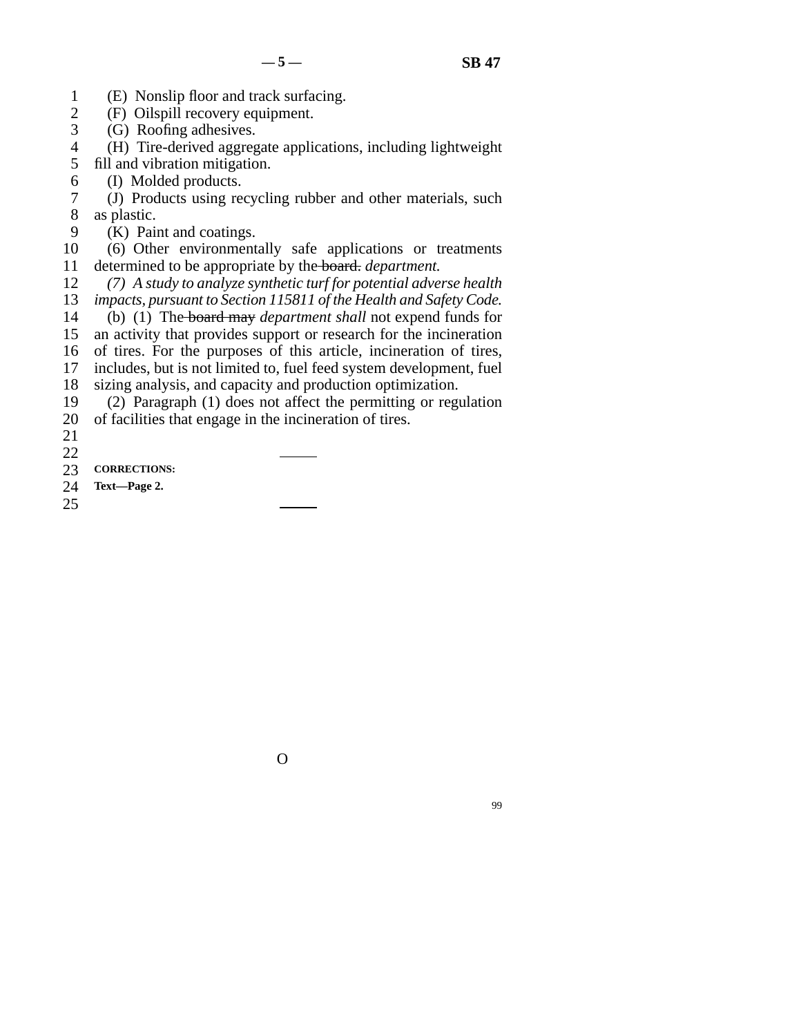(E) Nonslip floor and track surfacing.

(F) Oilspill recovery equipment.

(G) Roofing adhesives.

(H) Tire-derived aggregate applications, including lightweight fill and vibration mitigation.

(I) Molded products.

(J) Products using recycling rubber and other materials, such as plastic.

(K) Paint and coatings.

(6) Other environmentally safe applications or treatments determined to be appropriate by the ~~board.~~ *department.*

*(7) A study to analyze synthetic turf for potential adverse health impacts, pursuant to Section 115811 of the Health and Safety Code.*

(b) (1) The ~~board may~~ *department shall* not expend funds for an activity that provides support or research for the incineration of tires. For the purposes of this article, incineration of tires, includes, but is not limited to, fuel feed system development, fuel sizing analysis, and capacity and production optimization.

(2) Paragraph (1) does not affect the permitting or regulation of facilities that engage in the incineration of tires.

---

**CORRECTIONS:**

**Text—Page 2.**

---

O